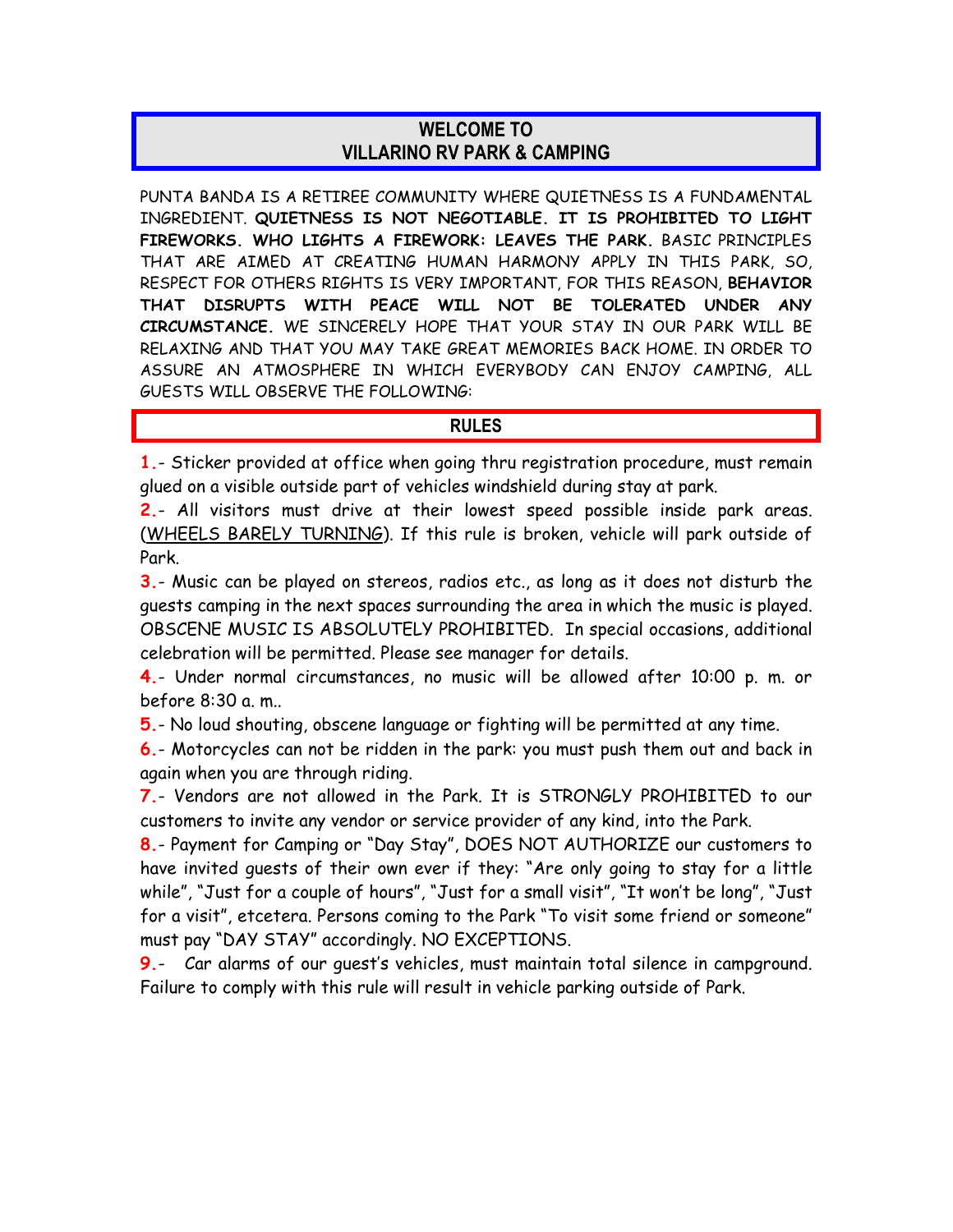# WELCOME TO
# VILLARINO RV PARK & CAMPING

PUNTA BANDA IS A RETIREE COMMUNITY WHERE QUIETNESS IS A FUNDAMENTAL INGREDIENT. **QUIETNESS IS NOT NEGOTIABLE. IT IS PROHIBITED TO LIGHT FIREWORKS. WHO LIGHTS A FIREWORK: LEAVES THE PARK.** BASIC PRINCIPLES THAT ARE AIMED AT CREATING HUMAN HARMONY APPLY IN THIS PARK, SO, RESPECT FOR OTHERS RIGHTS IS VERY IMPORTANT, FOR THIS REASON, **BEHAVIOR THAT DISRUPTS WITH PEACE WILL NOT BE TOLERATED UNDER ANY CIRCUMSTANCE.** WE SINCERELY HOPE THAT YOUR STAY IN OUR PARK WILL BE RELAXING AND THAT YOU MAY TAKE GREAT MEMORIES BACK HOME. IN ORDER TO ASSURE AN ATMOSPHERE IN WHICH EVERYBODY CAN ENJOY CAMPING, ALL GUESTS WILL OBSERVE THE FOLLOWING:

## RULES

**1.**- Sticker provided at office when going thru registration procedure, must remain glued on a visible outside part of vehicles windshield during stay at park.

**2.**- All visitors must drive at their lowest speed possible inside park areas. (<u>WHEELS BARELY TURNING</u>). If this rule is broken, vehicle will park outside of Park.

**3.**- Music can be played on stereos, radios etc., as long as it does not disturb the guests camping in the next spaces surrounding the area in which the music is played. OBSCENE MUSIC IS ABSOLUTELY PROHIBITED. In special occasions, additional celebration will be permitted. Please see manager for details.

**4.**- Under normal circumstances, no music will be allowed after 10:00 p. m. or before 8:30 a. m..

**5.**- No loud shouting, obscene language or fighting will be permitted at any time.

**6.**- Motorcycles can not be ridden in the park: you must push them out and back in again when you are through riding.

**7.**- Vendors are not allowed in the Park. It is STRONGLY PROHIBITED to our customers to invite any vendor or service provider of any kind, into the Park.

**8.**- Payment for Camping or "Day Stay", DOES NOT AUTHORIZE our customers to have invited guests of their own ever if they: "Are only going to stay for a little while", "Just for a couple of hours", "Just for a small visit", "It won't be long", "Just for a visit", etcetera. Persons coming to the Park "To visit some friend or someone" must pay "DAY STAY" accordingly. NO EXCEPTIONS.

**9.**- Car alarms of our guest's vehicles, must maintain total silence in campground. Failure to comply with this rule will result in vehicle parking outside of Park.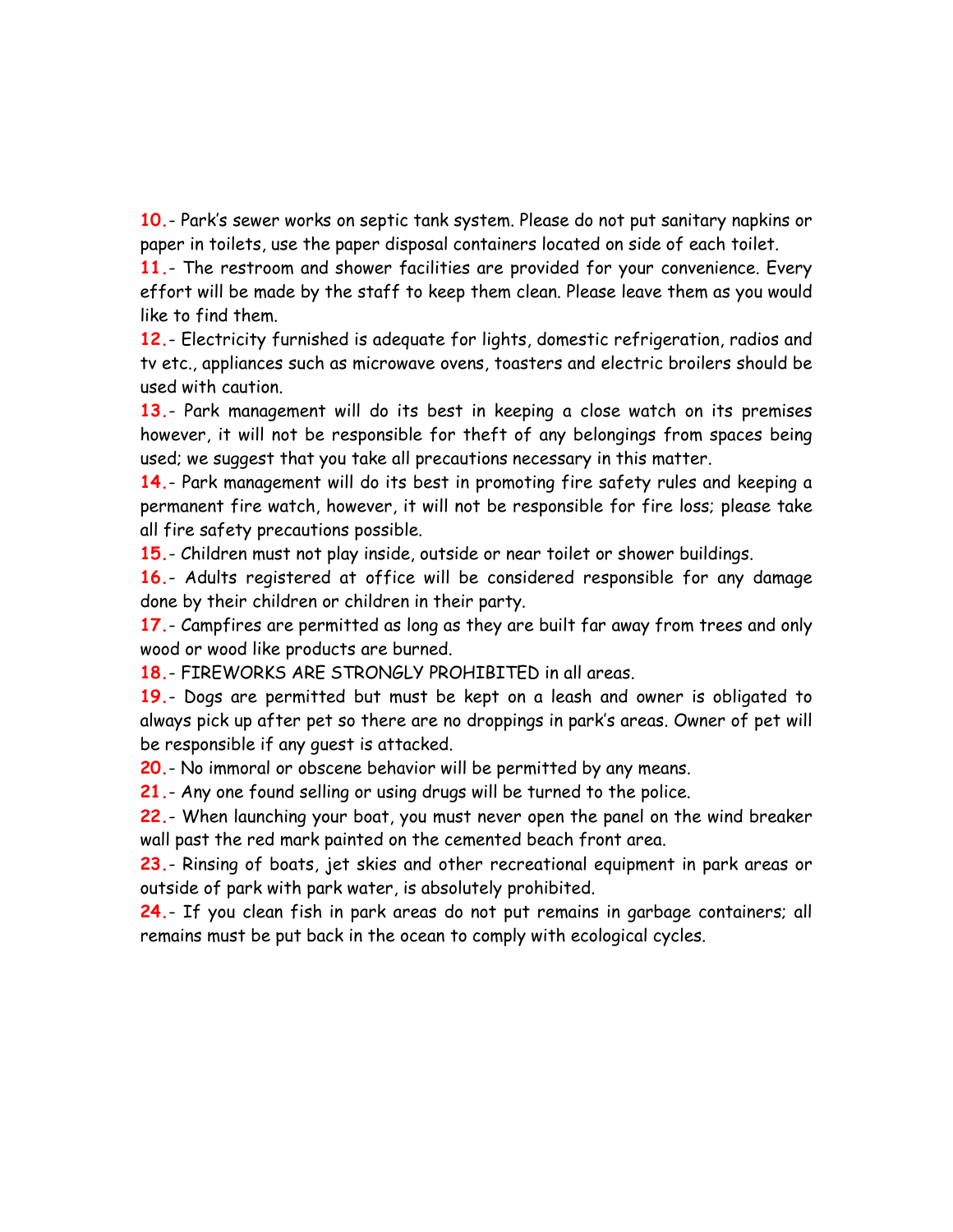**10.**- Park's sewer works on septic tank system. Please do not put sanitary napkins or paper in toilets, use the paper disposal containers located on side of each toilet.

**11.**- The restroom and shower facilities are provided for your convenience. Every effort will be made by the staff to keep them clean. Please leave them as you would like to find them.

**12.**- Electricity furnished is adequate for lights, domestic refrigeration, radios and tv etc., appliances such as microwave ovens, toasters and electric broilers should be used with caution.

**13.**- Park management will do its best in keeping a close watch on its premises however, it will not be responsible for theft of any belongings from spaces being used; we suggest that you take all precautions necessary in this matter.

**14.**- Park management will do its best in promoting fire safety rules and keeping a permanent fire watch, however, it will not be responsible for fire loss; please take all fire safety precautions possible.

**15.**- Children must not play inside, outside or near toilet or shower buildings.

**16.**- Adults registered at office will be considered responsible for any damage done by their children or children in their party.

**17.**- Campfires are permitted as long as they are built far away from trees and only wood or wood like products are burned.

**18.**- FIREWORKS ARE STRONGLY PROHIBITED in all areas.

**19.**- Dogs are permitted but must be kept on a leash and owner is obligated to always pick up after pet so there are no droppings in park's areas. Owner of pet will be responsible if any guest is attacked.

**20.**- No immoral or obscene behavior will be permitted by any means.

**21.**- Any one found selling or using drugs will be turned to the police.

**22.**- When launching your boat, you must never open the panel on the wind breaker wall past the red mark painted on the cemented beach front area.

**23.**- Rinsing of boats, jet skies and other recreational equipment in park areas or outside of park with park water, is absolutely prohibited.

**24.**- If you clean fish in park areas do not put remains in garbage containers; all remains must be put back in the ocean to comply with ecological cycles.